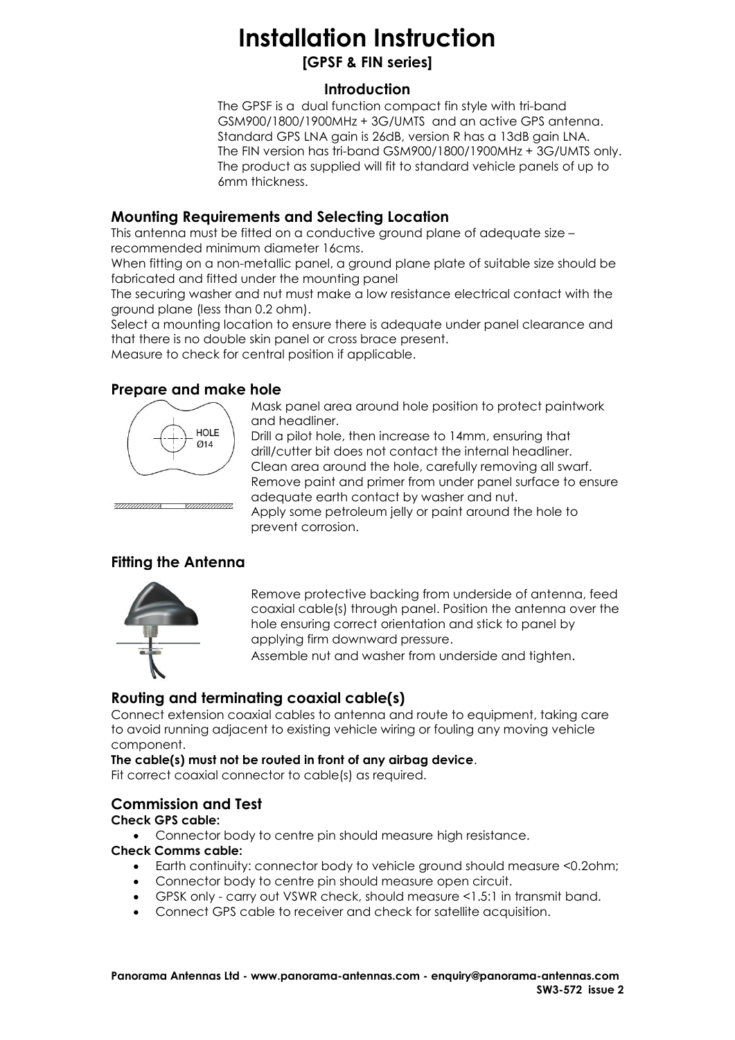# Installation Instruction

**[GPSF & FIN series]**

## Introduction

The GPSF is a dual function compact fin style with tri-band GSM900/1800/1900MHz + 3G/UMTS and an active GPS antenna. Standard GPS LNA gain is 26dB, version R has a 13dB gain LNA. The FIN version has tri-band GSM900/1800/1900MHz + 3G/UMTS only. The product as supplied will fit to standard vehicle panels of up to 6mm thickness.

## Mounting Requirements and Selecting Location

This antenna must be fitted on a conductive ground plane of adequate size – recommended minimum diameter 16cms.

When fitting on a non-metallic panel, a ground plane plate of suitable size should be fabricated and fitted under the mounting panel

The securing washer and nut must make a low resistance electrical contact with the ground plane (less than 0.2 ohm).

Select a mounting location to ensure there is adequate under panel clearance and that there is no double skin panel or cross brace present.

Measure to check for central position if applicable.

## Prepare and make hole

HOLE Ø14

Mask panel area around hole position to protect paintwork and headliner.

Drill a pilot hole, then increase to 14mm, ensuring that drill/cutter bit does not contact the internal headliner.

Clean area around the hole, carefully removing all swarf.

Remove paint and primer from under panel surface to ensure adequate earth contact by washer and nut.

Apply some petroleum jelly or paint around the hole to prevent corrosion.

## Fitting the Antenna

Remove protective backing from underside of antenna, feed coaxial cable(s) through panel. Position the antenna over the hole ensuring correct orientation and stick to panel by applying firm downward pressure.

Assemble nut and washer from underside and tighten.

## Routing and terminating coaxial cable(s)

Connect extension coaxial cables to antenna and route to equipment, taking care to avoid running adjacent to existing vehicle wiring or fouling any moving vehicle component.

**The cable(s) must not be routed in front of any airbag device**.

Fit correct coaxial connector to cable(s) as required.

## Commission and Test

**Check GPS cable:**

- Connector body to centre pin should measure high resistance.

**Check Comms cable:**

- Earth continuity: connector body to vehicle ground should measure <0.2ohm;
- Connector body to centre pin should measure open circuit.
- GPSK only - carry out VSWR check, should measure <1.5:1 in transmit band.
- Connect GPS cable to receiver and check for satellite acquisition.

**Panorama Antennas Ltd - www.panorama-antennas.com - enquiry@panorama-antennas.com**

**SW3-572 issue 2**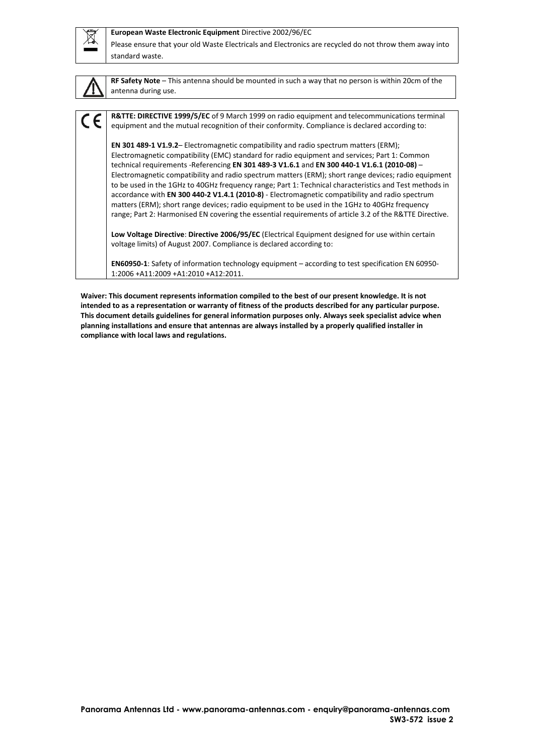**European Waste Electronic Equipment** Directive 2002/96/EC

Please ensure that your old Waste Electricals and Electronics are recycled do not throw them away into standard waste.

**RF Safety Note** – This antenna should be mounted in such a way that no person is within 20cm of the antenna during use.

**R&TTE: DIRECTIVE 1999/5/EC** of 9 March 1999 on radio equipment and telecommunications terminal equipment and the mutual recognition of their conformity. Compliance is declared according to:

**EN 301 489-1 V1.9.2**– Electromagnetic compatibility and radio spectrum matters (ERM); Electromagnetic compatibility (EMC) standard for radio equipment and services; Part 1: Common technical requirements -Referencing **EN 301 489-3 V1.6.1** and **EN 300 440-1 V1.6.1 (2010-08)** – Electromagnetic compatibility and radio spectrum matters (ERM); short range devices; radio equipment to be used in the 1GHz to 40GHz frequency range; Part 1: Technical characteristics and Test methods in accordance with **EN 300 440-2 V1.4.1 (2010-8)** - Electromagnetic compatibility and radio spectrum matters (ERM); short range devices; radio equipment to be used in the 1GHz to 40GHz frequency range; Part 2: Harmonised EN covering the essential requirements of article 3.2 of the R&TTE Directive.

**Low Voltage Directive**: **Directive 2006/95/EC** (Electrical Equipment designed for use within certain voltage limits) of August 2007. Compliance is declared according to:

**EN60950-1**: Safety of information technology equipment – according to test specification EN 60950-1:2006 +A11:2009 +A1:2010 +A12:2011.

**Waiver: This document represents information compiled to the best of our present knowledge. It is not intended to as a representation or warranty of fitness of the products described for any particular purpose. This document details guidelines for general information purposes only. Always seek specialist advice when planning installations and ensure that antennas are always installed by a properly qualified installer in compliance with local laws and regulations.**

**Panorama Antennas Ltd - www.panorama-antennas.com - enquiry@panorama-antennas.com**
**SW3-572 issue 2**